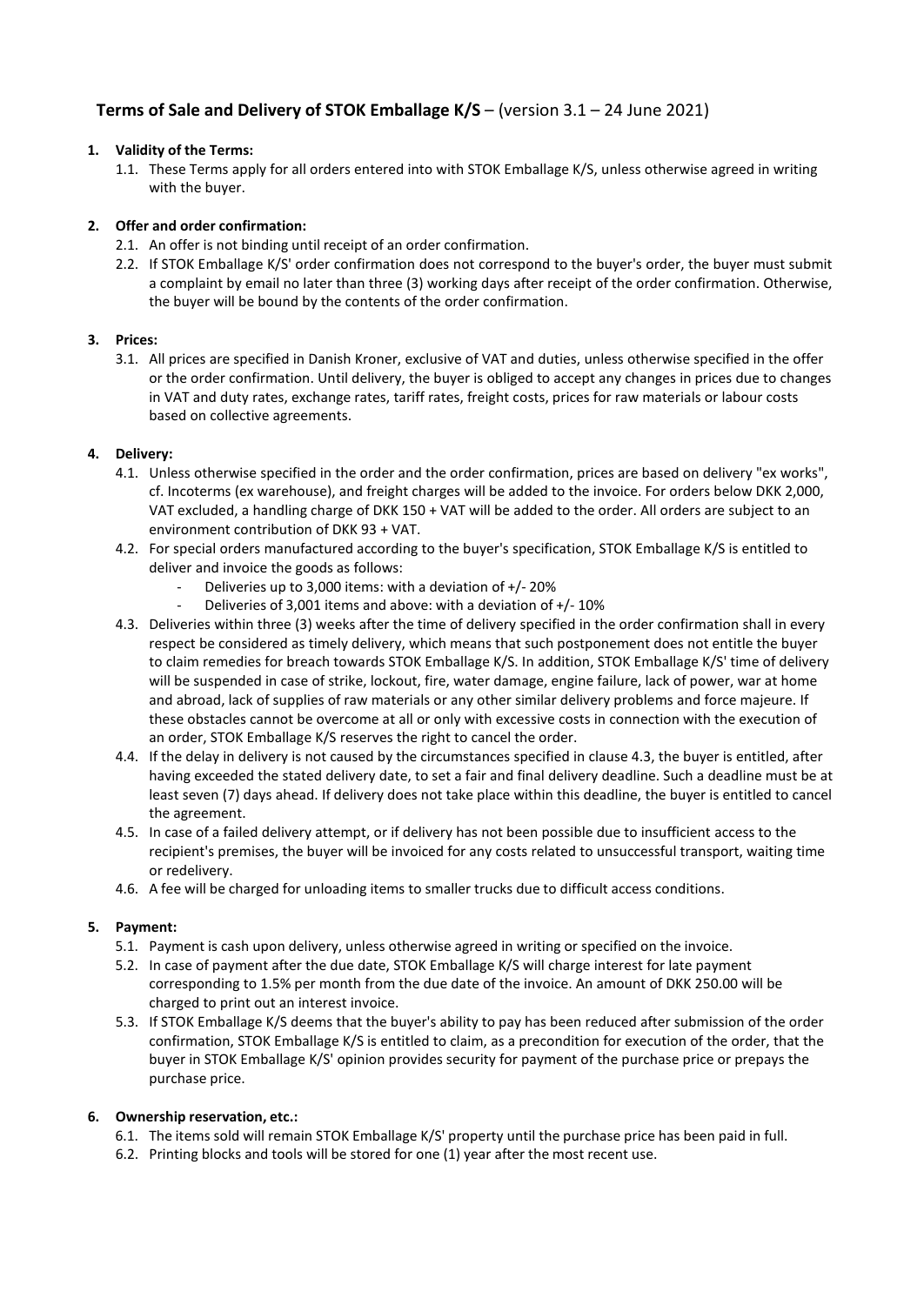# **Terms of Sale and Delivery of STOK Emballage K/S** – (version 3.1 – 24 June 2021)

1. **Validity of the Terms:**
   1.1. These Terms apply for all orders entered into with STOK Emballage K/S, unless otherwise agreed in writing with the buyer.

2. **Offer and order confirmation:**
   2.1. An offer is not binding until receipt of an order confirmation.
   2.2. If STOK Emballage K/S' order confirmation does not correspond to the buyer's order, the buyer must submit a complaint by email no later than three (3) working days after receipt of the order confirmation. Otherwise, the buyer will be bound by the contents of the order confirmation.

3. **Prices:**
   3.1. All prices are specified in Danish Kroner, exclusive of VAT and duties, unless otherwise specified in the offer or the order confirmation. Until delivery, the buyer is obliged to accept any changes in prices due to changes in VAT and duty rates, exchange rates, tariff rates, freight costs, prices for raw materials or labour costs based on collective agreements.

4. **Delivery:**
   4.1. Unless otherwise specified in the order and the order confirmation, prices are based on delivery "ex works", cf. Incoterms (ex warehouse), and freight charges will be added to the invoice. For orders below DKK 2,000, VAT excluded, a handling charge of DKK 150 + VAT will be added to the order. All orders are subject to an environment contribution of DKK 93 + VAT.
   4.2. For special orders manufactured according to the buyer's specification, STOK Emballage K/S is entitled to deliver and invoice the goods as follows:
      - Deliveries up to 3,000 items: with a deviation of +/- 20%
      - Deliveries of 3,001 items and above: with a deviation of +/- 10%
   4.3. Deliveries within three (3) weeks after the time of delivery specified in the order confirmation shall in every respect be considered as timely delivery, which means that such postponement does not entitle the buyer to claim remedies for breach towards STOK Emballage K/S. In addition, STOK Emballage K/S' time of delivery will be suspended in case of strike, lockout, fire, water damage, engine failure, lack of power, war at home and abroad, lack of supplies of raw materials or any other similar delivery problems and force majeure. If these obstacles cannot be overcome at all or only with excessive costs in connection with the execution of an order, STOK Emballage K/S reserves the right to cancel the order.
   4.4. If the delay in delivery is not caused by the circumstances specified in clause 4.3, the buyer is entitled, after having exceeded the stated delivery date, to set a fair and final delivery deadline. Such a deadline must be at least seven (7) days ahead. If delivery does not take place within this deadline, the buyer is entitled to cancel the agreement.
   4.5. In case of a failed delivery attempt, or if delivery has not been possible due to insufficient access to the recipient's premises, the buyer will be invoiced for any costs related to unsuccessful transport, waiting time or redelivery.
   4.6. A fee will be charged for unloading items to smaller trucks due to difficult access conditions.

5. **Payment:**
   5.1. Payment is cash upon delivery, unless otherwise agreed in writing or specified on the invoice.
   5.2. In case of payment after the due date, STOK Emballage K/S will charge interest for late payment corresponding to 1.5% per month from the due date of the invoice. An amount of DKK 250.00 will be charged to print out an interest invoice.
   5.3. If STOK Emballage K/S deems that the buyer's ability to pay has been reduced after submission of the order confirmation, STOK Emballage K/S is entitled to claim, as a precondition for execution of the order, that the buyer in STOK Emballage K/S' opinion provides security for payment of the purchase price or prepays the purchase price.

6. **Ownership reservation, etc.:**
   6.1. The items sold will remain STOK Emballage K/S' property until the purchase price has been paid in full.
   6.2. Printing blocks and tools will be stored for one (1) year after the most recent use.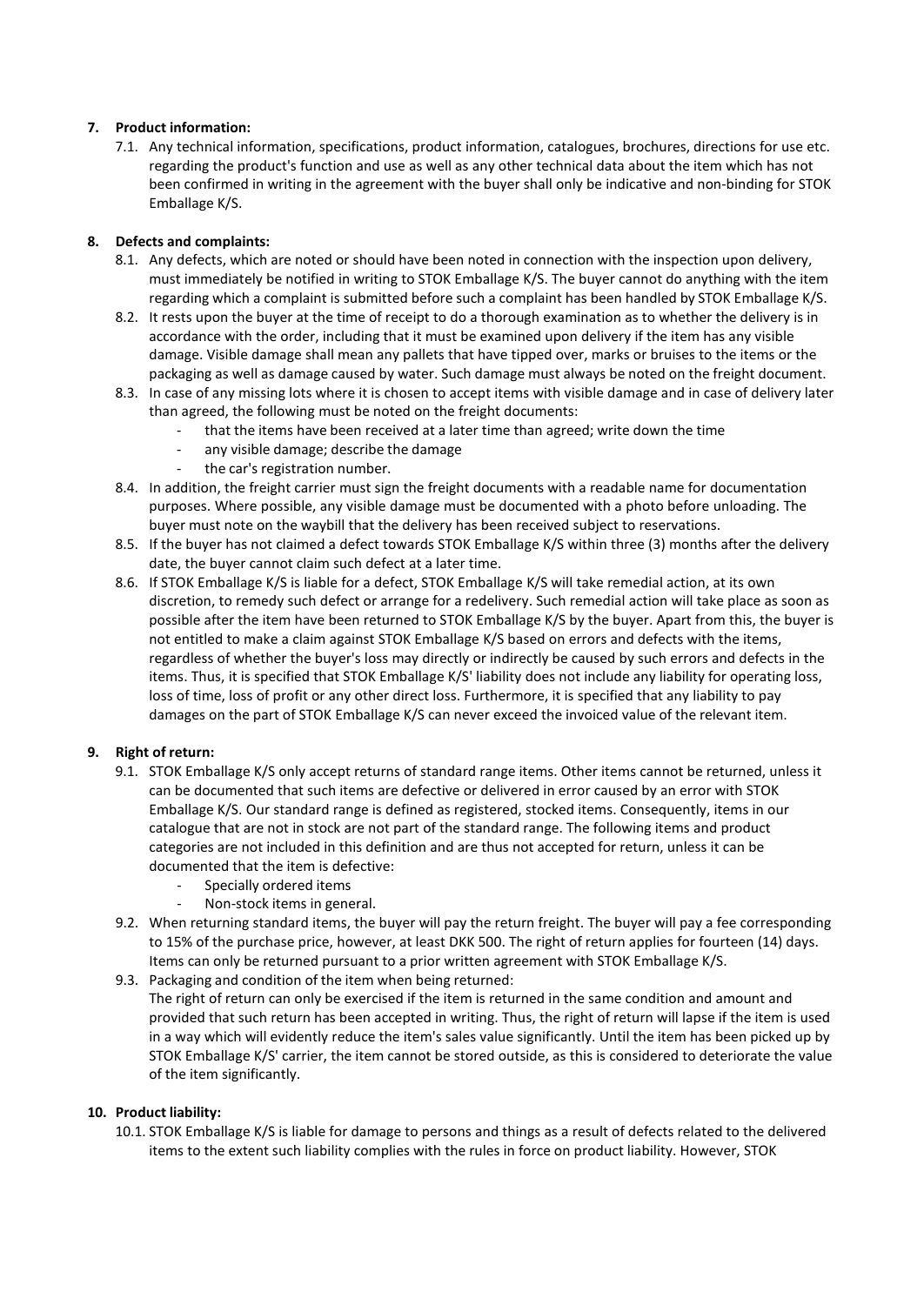**7. Product information:**

7.1. Any technical information, specifications, product information, catalogues, brochures, directions for use etc. regarding the product's function and use as well as any other technical data about the item which has not been confirmed in writing in the agreement with the buyer shall only be indicative and non-binding for STOK Emballage K/S.

**8. Defects and complaints:**

8.1. Any defects, which are noted or should have been noted in connection with the inspection upon delivery, must immediately be notified in writing to STOK Emballage K/S. The buyer cannot do anything with the item regarding which a complaint is submitted before such a complaint has been handled by STOK Emballage K/S.

8.2. It rests upon the buyer at the time of receipt to do a thorough examination as to whether the delivery is in accordance with the order, including that it must be examined upon delivery if the item has any visible damage. Visible damage shall mean any pallets that have tipped over, marks or bruises to the items or the packaging as well as damage caused by water. Such damage must always be noted on the freight document.

8.3. In case of any missing lots where it is chosen to accept items with visible damage and in case of delivery later than agreed, the following must be noted on the freight documents:

- that the items have been received at a later time than agreed; write down the time
- any visible damage; describe the damage
- the car's registration number.

8.4. In addition, the freight carrier must sign the freight documents with a readable name for documentation purposes. Where possible, any visible damage must be documented with a photo before unloading. The buyer must note on the waybill that the delivery has been received subject to reservations.

8.5. If the buyer has not claimed a defect towards STOK Emballage K/S within three (3) months after the delivery date, the buyer cannot claim such defect at a later time.

8.6. If STOK Emballage K/S is liable for a defect, STOK Emballage K/S will take remedial action, at its own discretion, to remedy such defect or arrange for a redelivery. Such remedial action will take place as soon as possible after the item have been returned to STOK Emballage K/S by the buyer. Apart from this, the buyer is not entitled to make a claim against STOK Emballage K/S based on errors and defects with the items, regardless of whether the buyer's loss may directly or indirectly be caused by such errors and defects in the items. Thus, it is specified that STOK Emballage K/S' liability does not include any liability for operating loss, loss of time, loss of profit or any other direct loss. Furthermore, it is specified that any liability to pay damages on the part of STOK Emballage K/S can never exceed the invoiced value of the relevant item.

**9. Right of return:**

9.1. STOK Emballage K/S only accept returns of standard range items. Other items cannot be returned, unless it can be documented that such items are defective or delivered in error caused by an error with STOK Emballage K/S. Our standard range is defined as registered, stocked items. Consequently, items in our catalogue that are not in stock are not part of the standard range. The following items and product categories are not included in this definition and are thus not accepted for return, unless it can be documented that the item is defective:

- Specially ordered items
- Non-stock items in general.

9.2. When returning standard items, the buyer will pay the return freight. The buyer will pay a fee corresponding to 15% of the purchase price, however, at least DKK 500. The right of return applies for fourteen (14) days. Items can only be returned pursuant to a prior written agreement with STOK Emballage K/S.

9.3. Packaging and condition of the item when being returned:
The right of return can only be exercised if the item is returned in the same condition and amount and provided that such return has been accepted in writing. Thus, the right of return will lapse if the item is used in a way which will evidently reduce the item's sales value significantly. Until the item has been picked up by STOK Emballage K/S' carrier, the item cannot be stored outside, as this is considered to deteriorate the value of the item significantly.

**10. Product liability:**

10.1. STOK Emballage K/S is liable for damage to persons and things as a result of defects related to the delivered items to the extent such liability complies with the rules in force on product liability. However, STOK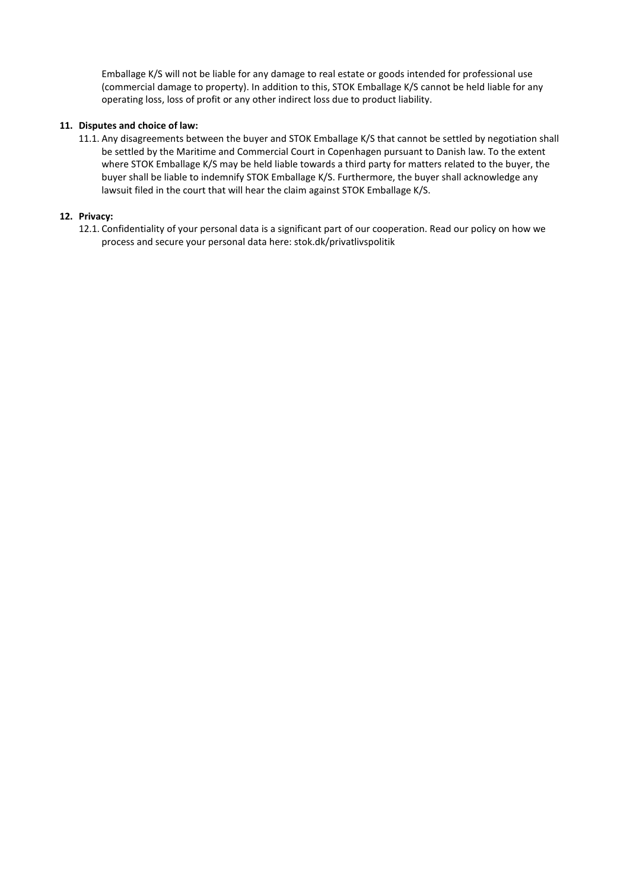Emballage K/S will not be liable for any damage to real estate or goods intended for professional use (commercial damage to property). In addition to this, STOK Emballage K/S cannot be held liable for any operating loss, loss of profit or any other indirect loss due to product liability.

**11. Disputes and choice of law:**

11.1. Any disagreements between the buyer and STOK Emballage K/S that cannot be settled by negotiation shall be settled by the Maritime and Commercial Court in Copenhagen pursuant to Danish law. To the extent where STOK Emballage K/S may be held liable towards a third party for matters related to the buyer, the buyer shall be liable to indemnify STOK Emballage K/S. Furthermore, the buyer shall acknowledge any lawsuit filed in the court that will hear the claim against STOK Emballage K/S.

**12. Privacy:**

12.1. Confidentiality of your personal data is a significant part of our cooperation. Read our policy on how we process and secure your personal data here: stok.dk/privatlivspolitik